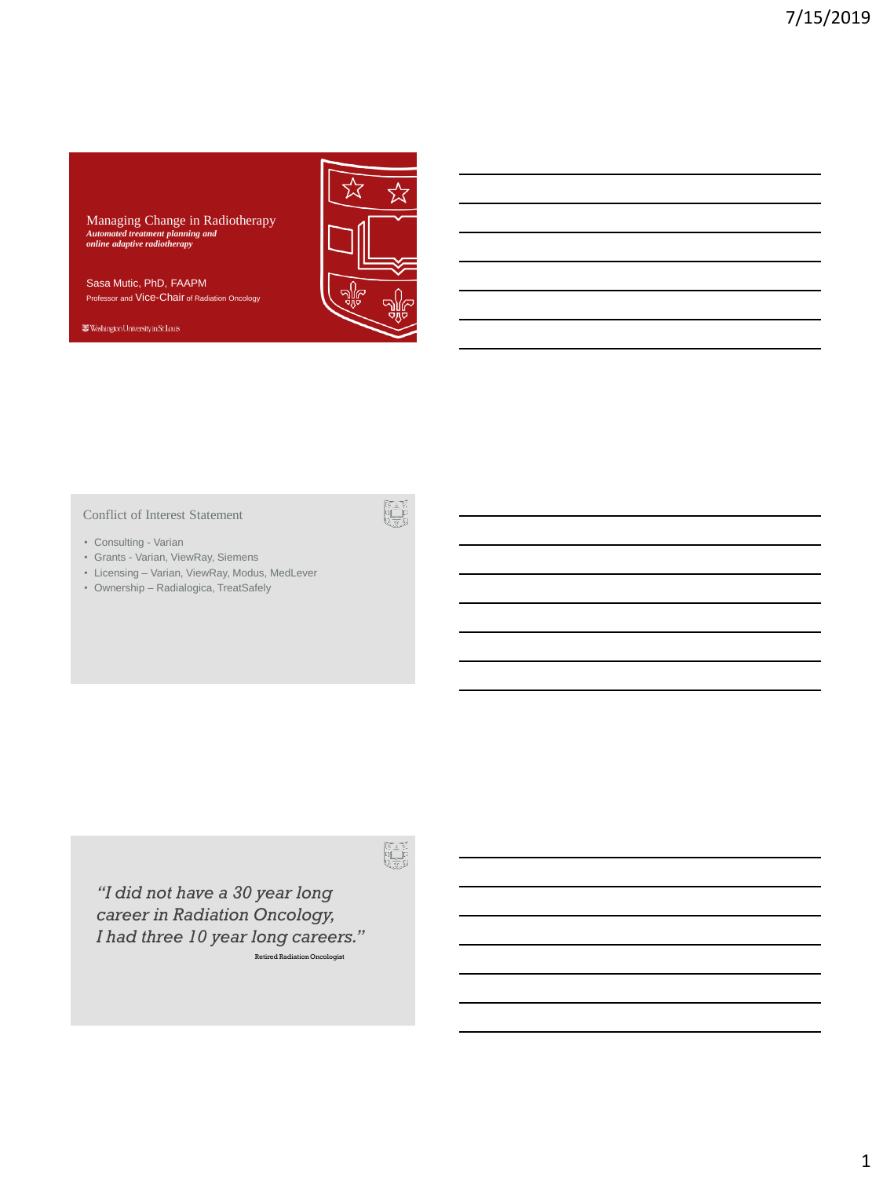# Managing Change in Radiotherapy

***Automated treatment planning and online adaptive radiotherapy***

Sasa Mutic, PhD, FAAPM

Professor and Vice-Chair of Radiation Oncology

Washington University in St. Louis

## Conflict of Interest Statement

- Consulting - Varian
- Grants - Varian, ViewRay, Siemens
- Licensing – Varian, ViewRay, Modus, MedLever
- Ownership – Radialogica, TreatSafely

*"I did not have a 30 year long career in Radiation Oncology, I had three 10 year long careers."*

Retired Radiation Oncologist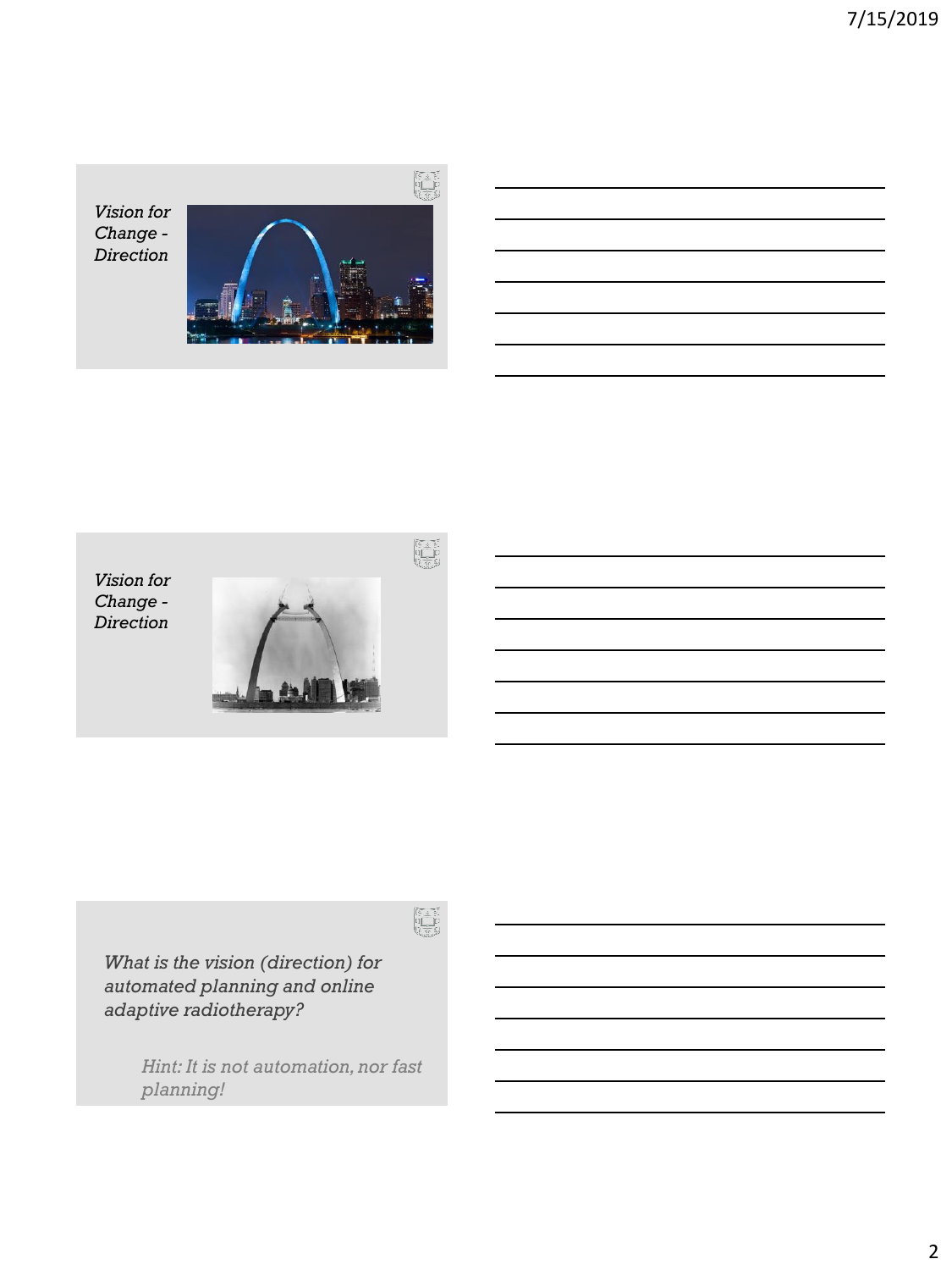*Vision for Change - Direction*

*Vision for Change - Direction*

*What is the vision (direction) for automated planning and online adaptive radiotherapy?*

*Hint: It is not automation, nor fast planning!*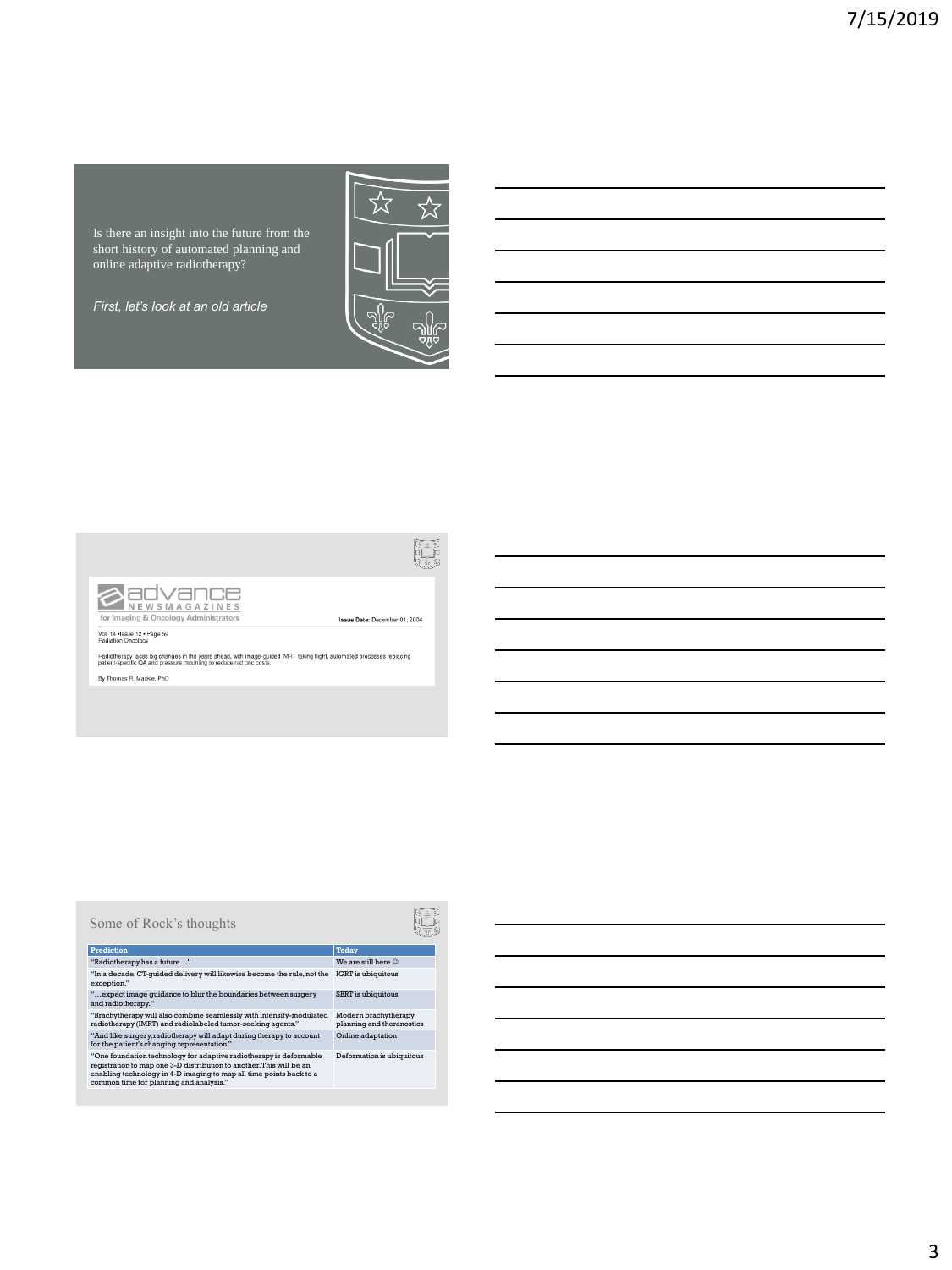Is there an insight into the future from the short history of automated planning and online adaptive radiotherapy?

*First, let's look at an old article*

**advance** NEWSMAGAZINES
for Imaging & Oncology Administrators

Issue Date: December 01, 2004

Vol. 14 •Issue 12 • Page 59
Radiation Oncology

Radiotherapy faces big changes in the years ahead, with image-guided IMRT taking flight, automated processes replacing patient-specific QA and pressure mounting to reduce rad onc costs.

By Thomas R. Mackie, PhD

## Some of Rock's thoughts

| Prediction | Today |
|---|---|
| "Radiotherapy has a future…" | We are still here ☺ |
| "In a decade, CT-guided delivery will likewise become the rule, not the exception." | IGRT is ubiquitous |
| "…expect image guidance to blur the boundaries between surgery and radiotherapy." | SBRT is ubiquitous |
| "Brachytherapy will also combine seamlessly with intensity-modulated radiotherapy (IMRT) and radiolabeled tumor-seeking agents." | Modern brachytherapy planning and theranostics |
| "And like surgery, radiotherapy will adapt during therapy to account for the patient's changing representation." | Online adaptation |
| "One foundation technology for adaptive radiotherapy is deformable registration to map one 3-D distribution to another. This will be an enabling technology in 4-D imaging to map all time points back to a common time for planning and analysis." | Deformation is ubiquitous |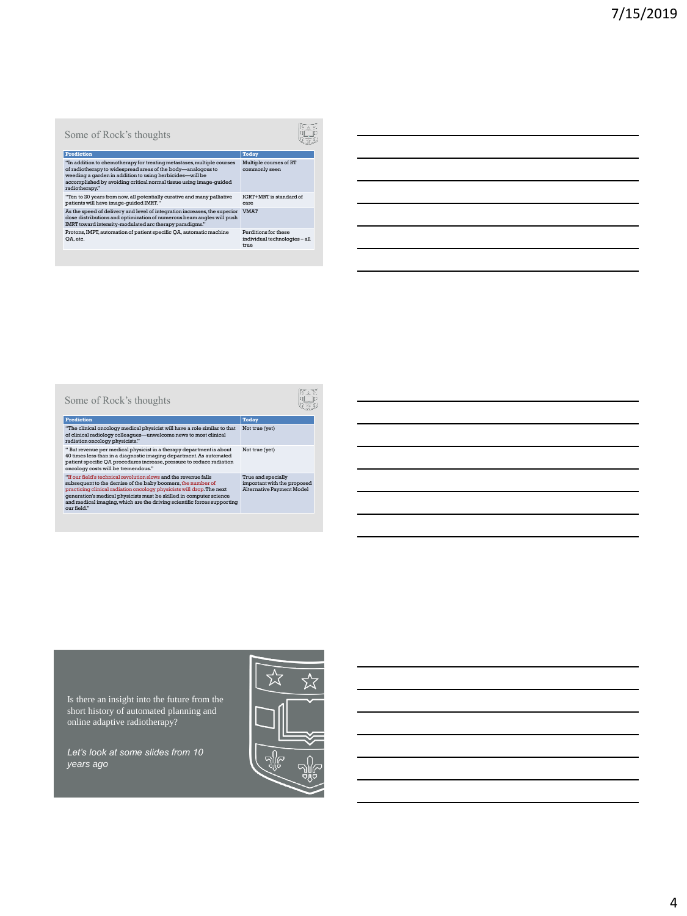## Some of Rock's thoughts

| Prediction | Today |
| --- | --- |
| "In addition to chemotherapy for treating metastases, multiple courses of radiotherapy to widespread areas of the body—analogous to weeding a garden in addition to using herbicides—will be accomplished by avoiding critical normal tissue using image-guided radiotherapy." | Multiple courses of RT commonly seen |
| "Ten to 20 years from now, all potentially curative and many palliative patients will have image-guided IMRT." | IGRT+MRT is standard of care |
| As the speed of delivery and level of integration increases, the superior dose distributions and optimization of numerous beam angles will push IMRT toward intensity-modulated arc therapy paradigms." | VMAT |
| Protons, IMPT, automation of patient specific QA, automatic machine QA, etc. | Perditions for these individual technologies – all true |

## Some of Rock's thoughts

| Prediction | Today |
| --- | --- |
| "The clinical oncology medical physicist will have a role similar to that of clinical radiology colleagues—unwelcome news to most clinical radiation oncology physicists." | Not true (yet) |
| " But revenue per medical physicist in a therapy department is about 40 times less than in a diagnostic imaging department. As automated patient specific QA procedures increase, pressure to reduce radiation oncology costs will be tremendous." | Not true (yet) |
| "If our field's technical revolution slows and the revenue falls subsequent to the demise of the baby boomers, the number of practicing clinical radiation oncology physicists will drop. The next generation's medical physicists must be skilled in computer science and medical imaging, which are the driving scientific forces supporting our field." | True and specially important with the proposed Alternative Payment Model |

Is there an insight into the future from the short history of automated planning and online adaptive radiotherapy?

*Let's look at some slides from 10 years ago*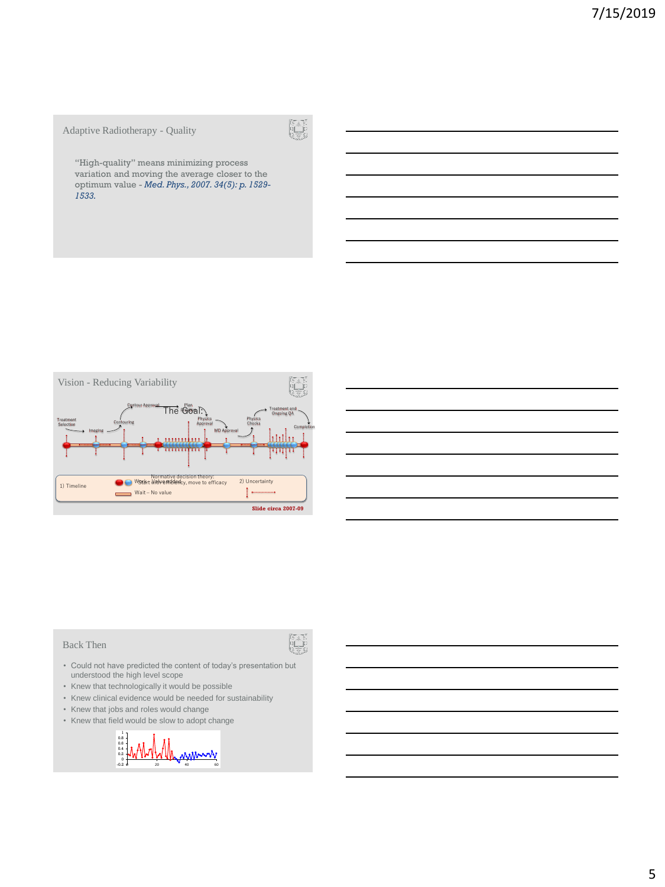## Adaptive Radiotherapy - Quality

"High-quality" means minimizing process variation and moving the average closer to the optimum value - *Med. Phys., 2007. 34(5): p. 1529-1533.*

## Vision - Reducing Variability

The Goal:

Treatment Selection, Imaging, Contouring, Contour Approval, Plan, Physics Approval, MD Approval, Physics Checks, Treatment and Ongoing QA, Completion

1) Timeline — Work – Value added; Wait – No value

Normative decision theory: Start with efficacy, move to efficacy

2) Uncertainty

Slide circa 2007-09

## Back Then

- Could not have predicted the content of today's presentation but understood the high level scope
- Knew that technologically it would be possible
- Knew clinical evidence would be needed for sustainability
- Knew that jobs and roles would change
- Knew that field would be slow to adopt change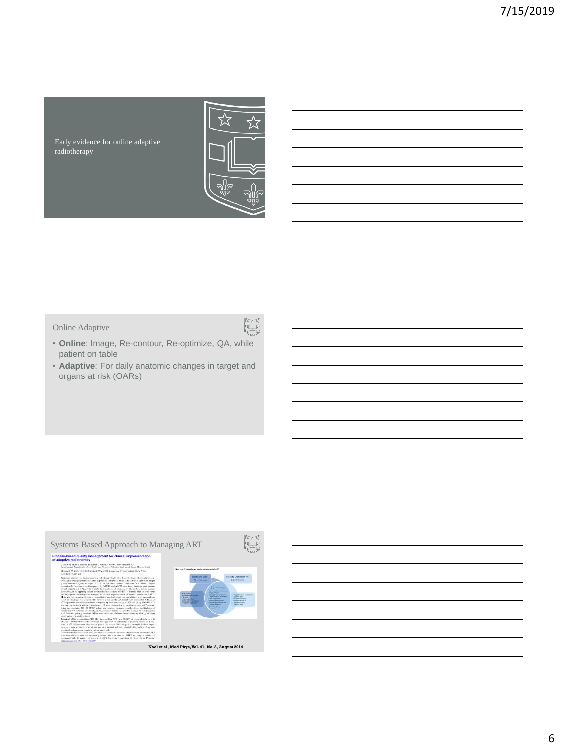## Early evidence for online adaptive radiotherapy

## Online Adaptive

- **Online**: Image, Re-contour, Re-optimize, QA, while patient on table
- **Adaptive**: For daily anatomic changes in target and organs at risk (OARs)

## Systems Based Approach to Managing ART

Process-based quality management for clinical implementation of adaptive radiotherapy

Noel et al, Med Phys, Vol. 41, No. 8, August 2014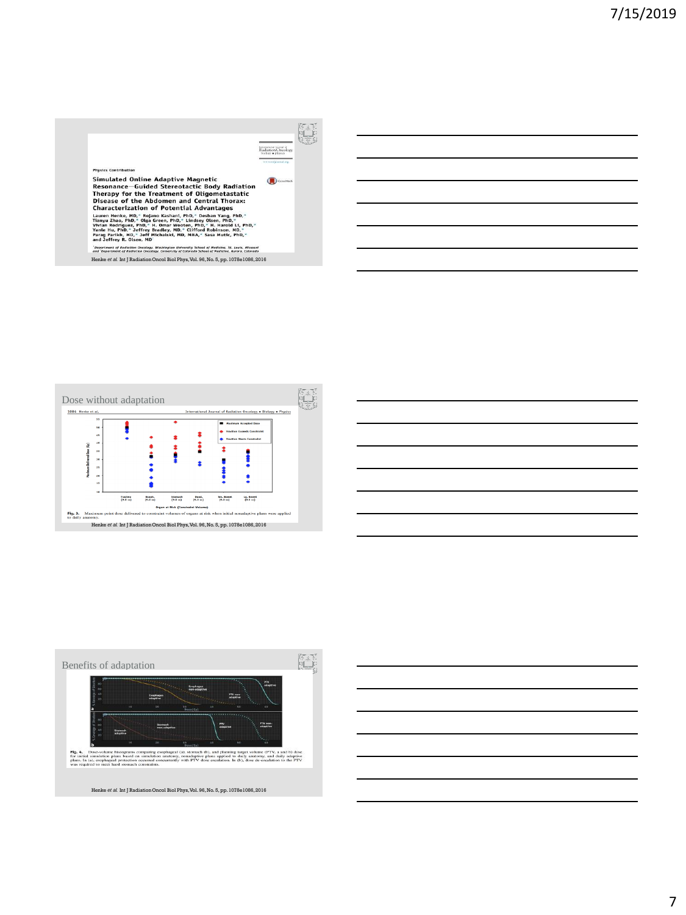Physics Contribution

**Simulated Online Adaptive Magnetic Resonance–Guided Stereotactic Body Radiation Therapy for the Treatment of Oligometastatic Disease of the Abdomen and Central Thorax: Characterization of Potential Advantages**

Lauren Henke, MD,* Rojano Kashani, PhD,* Deshan Yang, PhD,* Tianyu Zhao, PhD,* Olga Green, PhD,* Lindsey Olsen, PhD,* Vivian Rodriguez, PhD,* H. Omar Wooten, PhD,* H. Harold Li, PhD,* Yanle Hu, PhD,* Jeffrey Bradley, MD,* Clifford Robinson, MD,* Parag Parikh, MD,* Jeff Michalski, MD, MBA,* Sasa Mutic, PhD,* and Jeffrey R. Olsen, MD[†]

*Department of Radiation Oncology, Washington University School of Medicine, St. Louis, Missouri and [†]Department of Radiation Oncology, University of Colorado School of Medicine, Aurora, Colorado

Henke *et al.* Int J Radiation Oncol Biol Phys, Vol. 96, No. 5, pp. 1078e1086, 2016

## Dose without adaptation

Fig. 3. Maximum point dose delivered to constraint volumes of organs at risk when initial nonadaptive plans were applied to daily anatomy.

Henke *et al.* Int J Radiation Oncol Biol Phys, Vol. 96, No. 5, pp. 1078e1086, 2016

## Benefits of adaptation

Fig. 4. Dose-volume histograms comparing esophageal (a), stomach (b), and planning target volume (PTV, a and b) dose for initial simulation plans based on simulation anatomy, nonadaptive plans applied to daily anatomy, and daily adaptive plans. In (a), esophageal protection occurred concurrently with PTV dose escalation. In (b), dose de-escalation to the PTV was required to meet hard stomach constraints.

Henke *et al.* Int J Radiation Oncol Biol Phys, Vol. 96, No. 5, pp. 1078e1086, 2016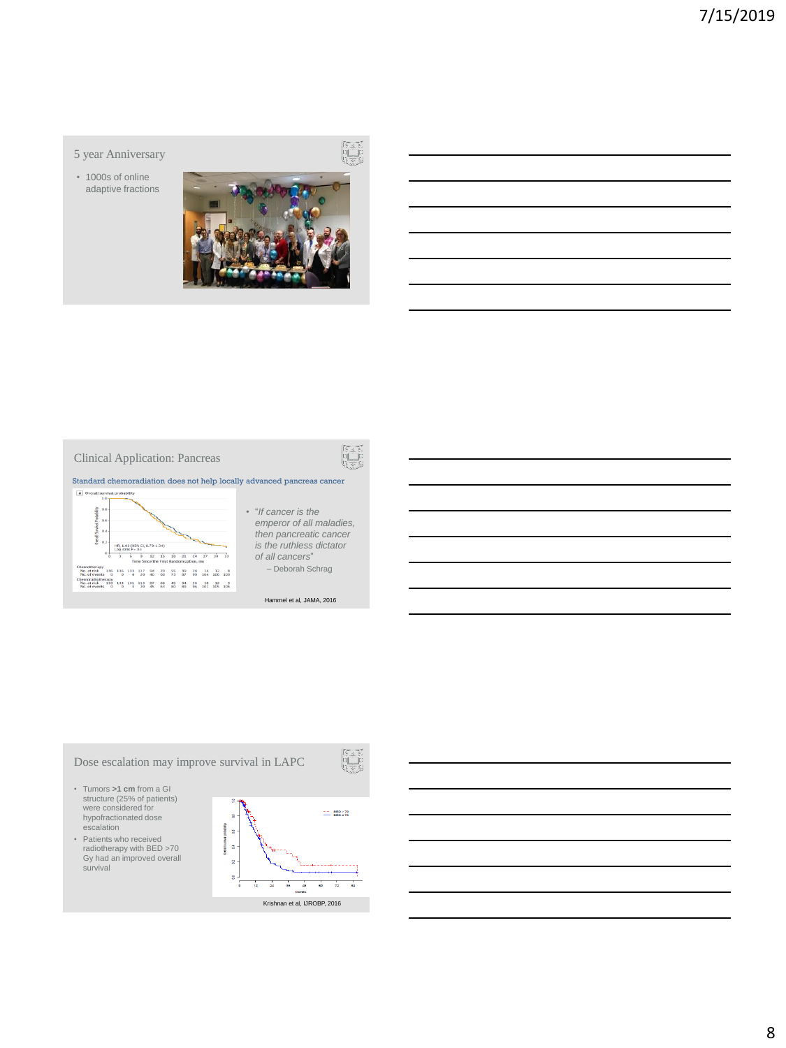## 5 year Anniversary

- 1000s of online adaptive fractions

## Clinical Application: Pancreas

Standard chemoradiation does not help locally advanced pancreas cancer

- "*If cancer is the emperor of all maladies, then pancreatic cancer is the ruthless dictator of all cancers*"
  – Deborah Schrag

Hammel et al, JAMA, 2016

## Dose escalation may improve survival in LAPC

- Tumors **>1 cm** from a GI structure (25% of patients) were considered for hypofractionated dose escalation
- Patients who received radiotherapy with BED >70 Gy had an improved overall survival

Krishnan et al, IJROBP, 2016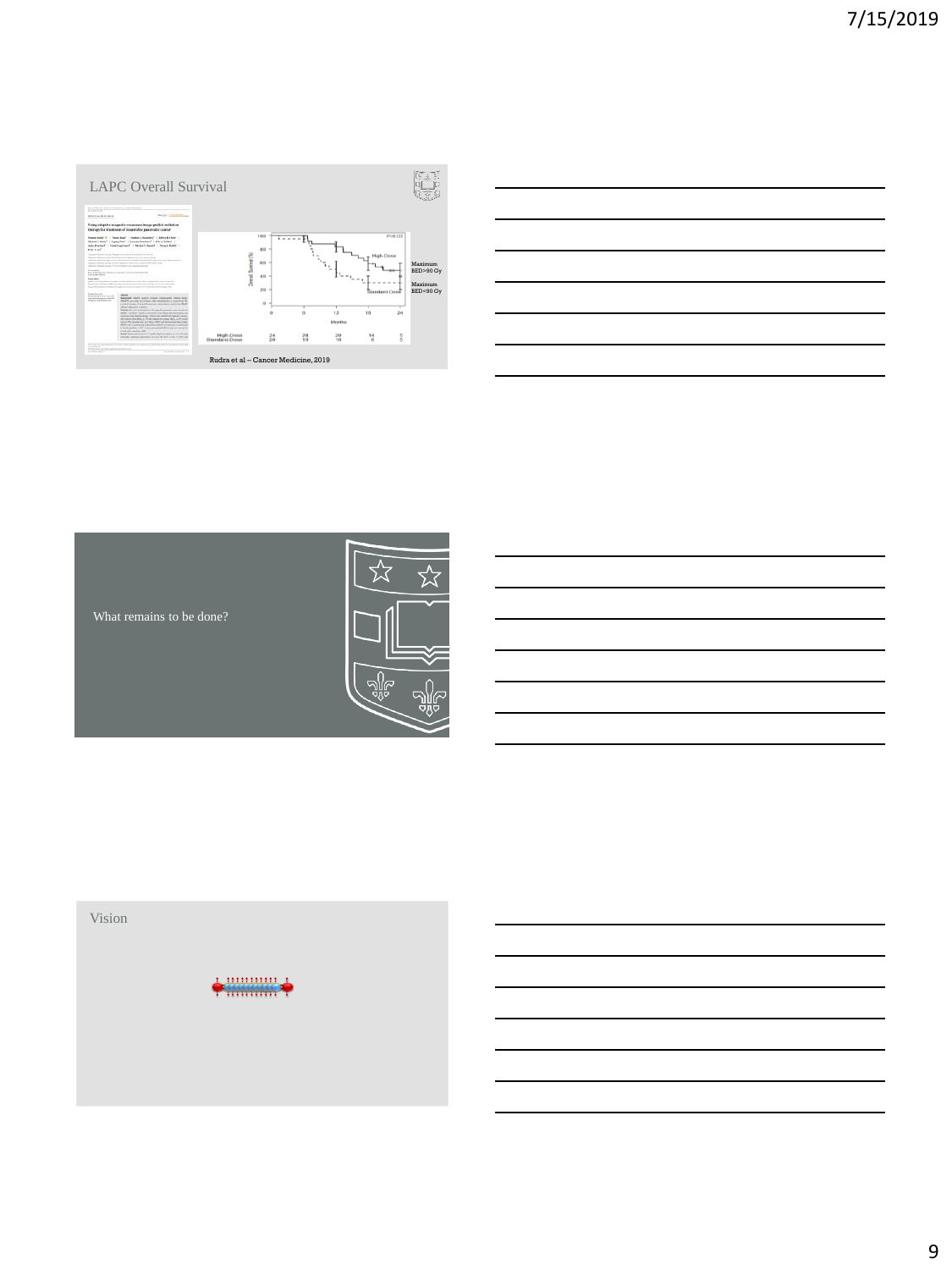## LAPC Overall Survival

Maximum BED>90 Gy

Maximum BED<90 Gy

Rudra et al – Cancer Medicine, 2019

## What remains to be done?

## Vision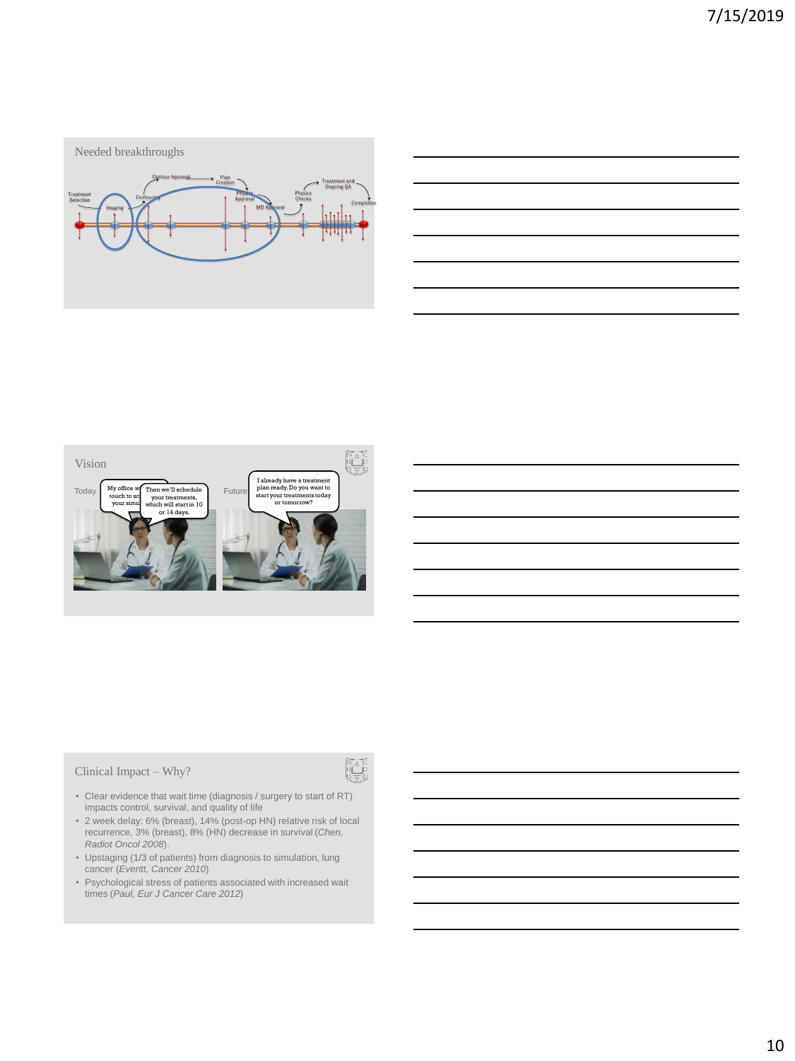## Needed breakthroughs

Treatment Selection — Imaging — Contouring — Contour Approval — Plan Creation — Physics Approval — MD Approval — Physics Checks — Treatment and Ongoing QA — Completion

## Vision

Today

"My office will be in touch to schedule your simulation." "Then we'll schedule your treatments, which will start in 10 or 14 days."

Future

"I already have a treatment plan ready. Do you want to start your treatments today or tomorrow?"

## Clinical Impact – Why?

- Clear evidence that wait time (diagnosis / surgery to start of RT) impacts control, survival, and quality of life
- 2 week delay: 6% (breast), 14% (post-op HN) relative risk of local recurrence, 3% (breast), 8% (HN) decrease in survival (*Chen, Radiot Oncol 2008*).
- Upstaging (1/3 of patients) from diagnosis to simulation, lung cancer (*Everitt, Cancer 2010*)
- Psychological stress of patients associated with increased wait times (*Paul, Eur J Cancer Care 2012*)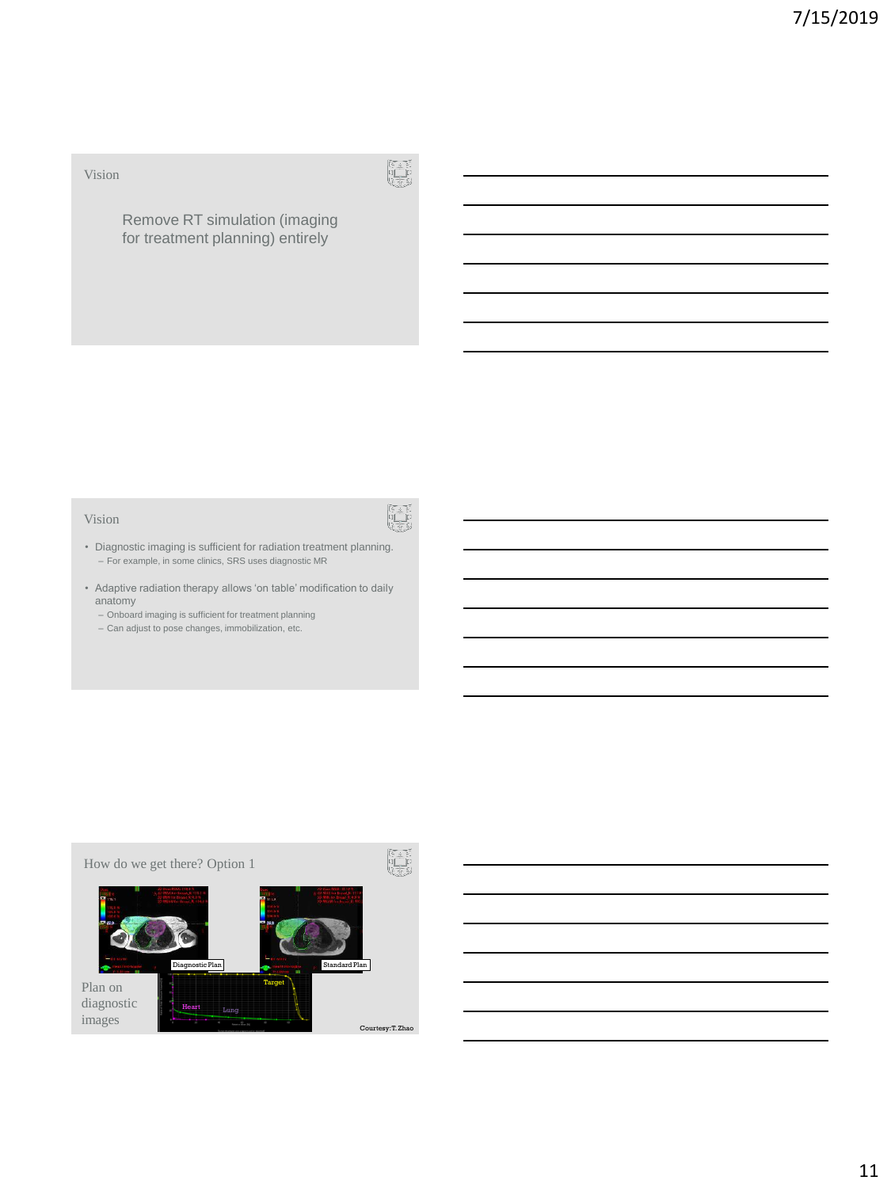## Vision

Remove RT simulation (imaging for treatment planning) entirely

## Vision

- Diagnostic imaging is sufficient for radiation treatment planning.
  - For example, in some clinics, SRS uses diagnostic MR
- Adaptive radiation therapy allows 'on table' modification to daily anatomy
  - Onboard imaging is sufficient for treatment planning
  - Can adjust to pose changes, immobilization, etc.

## How do we get there? Option 1

Diagnostic Plan

Standard Plan

Plan on diagnostic images

Target

Heart

Lung

Courtesy: T. Zhao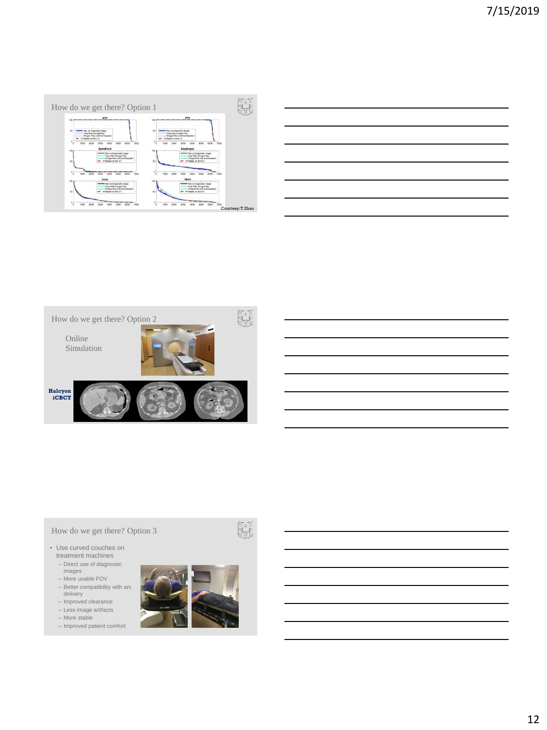## How do we get there? Option 1

Courtesy: T. Zhao

## How do we get there? Option 2

Online Simulation

Halcyon iCBCT

## How do we get there? Option 3

- Use curved couches on treatment machines
  - Direct use of diagnostic images
  - More usable FOV
  - Better compatibility with arc delivery
  - Improved clearance
  - Less image artifacts
  - More stable
  - Improved patient comfort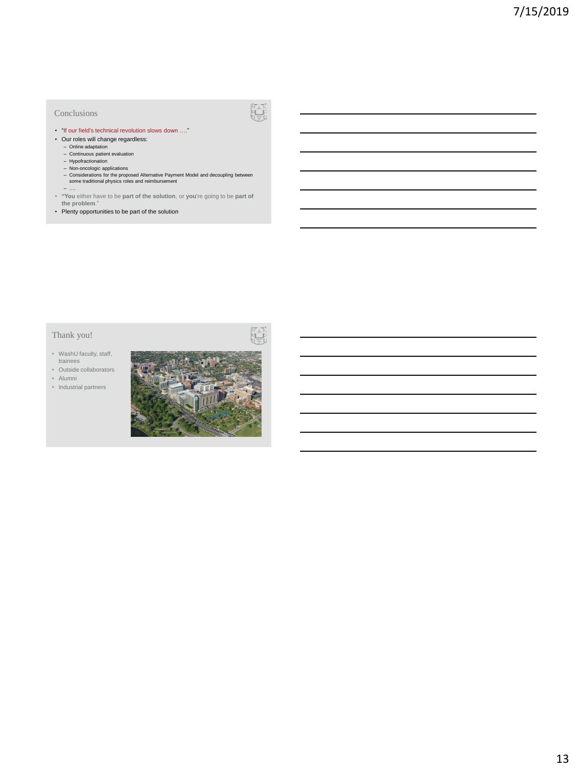## Conclusions

- "If our field's technical revolution slows down …."
- Our roles will change regardless:
  - Online adaptation
  - Continuous patient evaluation
  - Hypofractionation
  - Non-oncologic applications
  - Considerations for the proposed Alternative Payment Model and decoupling between some traditional physics roles and reimbursement
  - ….
- "**You** either have to be **part of the solution**, or **you**'re going to be **part of the problem**."
- Plenty opportunities to be part of the solution

## Thank you!

- WashU faculty, staff, trainees
- Outside collaborators
- Alumni
- Industrial partners